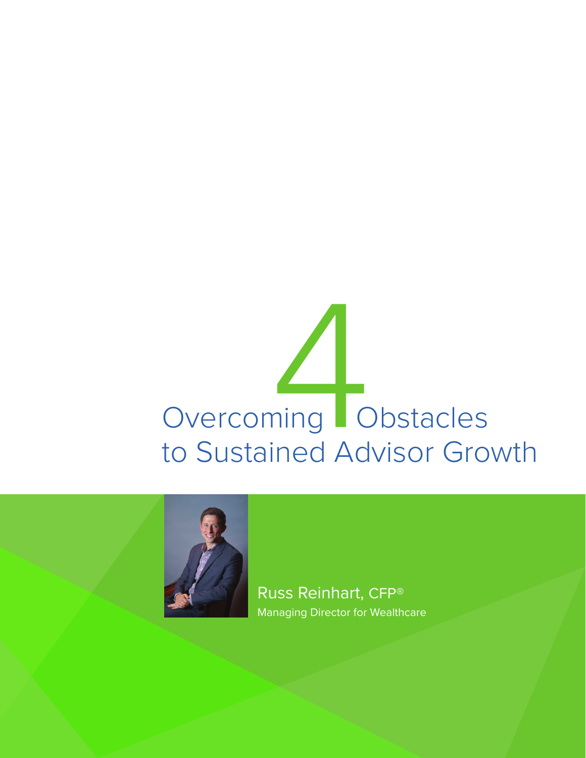# Overcoming 4 Obstacles to Sustained Advisor Growth

Russ Reinhart, CFP®

Managing Director for Wealthcare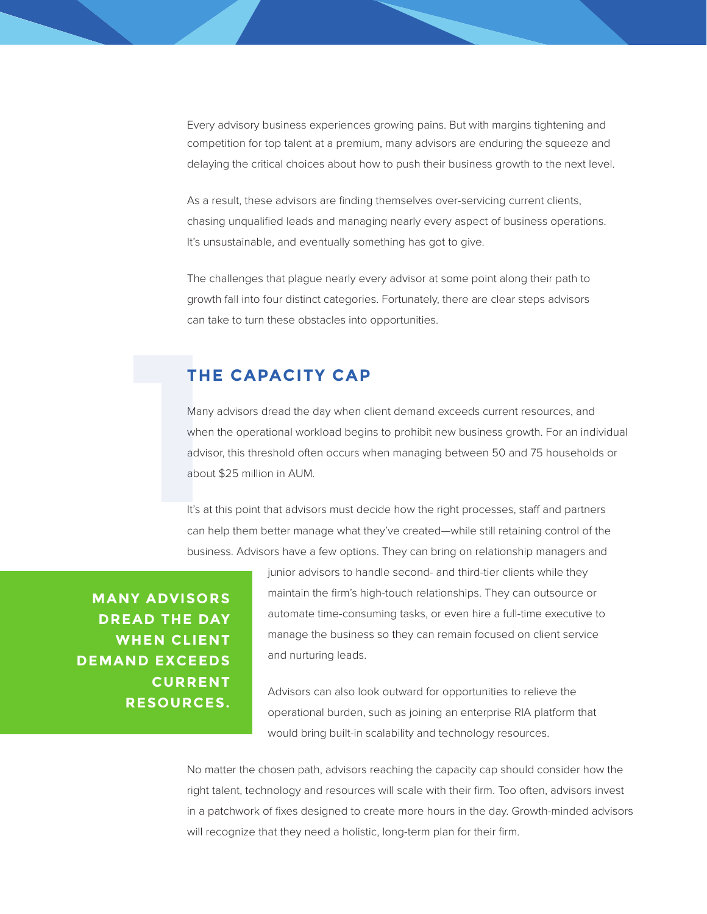Every advisory business experiences growing pains. But with margins tightening and competition for top talent at a premium, many advisors are enduring the squeeze and delaying the critical choices about how to push their business growth to the next level.

As a result, these advisors are finding themselves over-servicing current clients, chasing unqualified leads and managing nearly every aspect of business operations. It's unsustainable, and eventually something has got to give.

The challenges that plague nearly every advisor at some point along their path to growth fall into four distinct categories. Fortunately, there are clear steps advisors can take to turn these obstacles into opportunities.

## 1 THE CAPACITY CAP

Many advisors dread the day when client demand exceeds current resources, and when the operational workload begins to prohibit new business growth. For an individual advisor, this threshold often occurs when managing between 50 and 75 households or about $25 million in AUM.

It's at this point that advisors must decide how the right processes, staff and partners can help them better manage what they've created—while still retaining control of the business. Advisors have a few options. They can bring on relationship managers and junior advisors to handle second- and third-tier clients while they maintain the firm's high-touch relationships. They can outsource or automate time-consuming tasks, or even hire a full-time executive to manage the business so they can remain focused on client service and nurturing leads.

**MANY ADVISORS DREAD THE DAY WHEN CLIENT DEMAND EXCEEDS CURRENT RESOURCES.**

Advisors can also look outward for opportunities to relieve the operational burden, such as joining an enterprise RIA platform that would bring built-in scalability and technology resources.

No matter the chosen path, advisors reaching the capacity cap should consider how the right talent, technology and resources will scale with their firm. Too often, advisors invest in a patchwork of fixes designed to create more hours in the day. Growth-minded advisors will recognize that they need a holistic, long-term plan for their firm.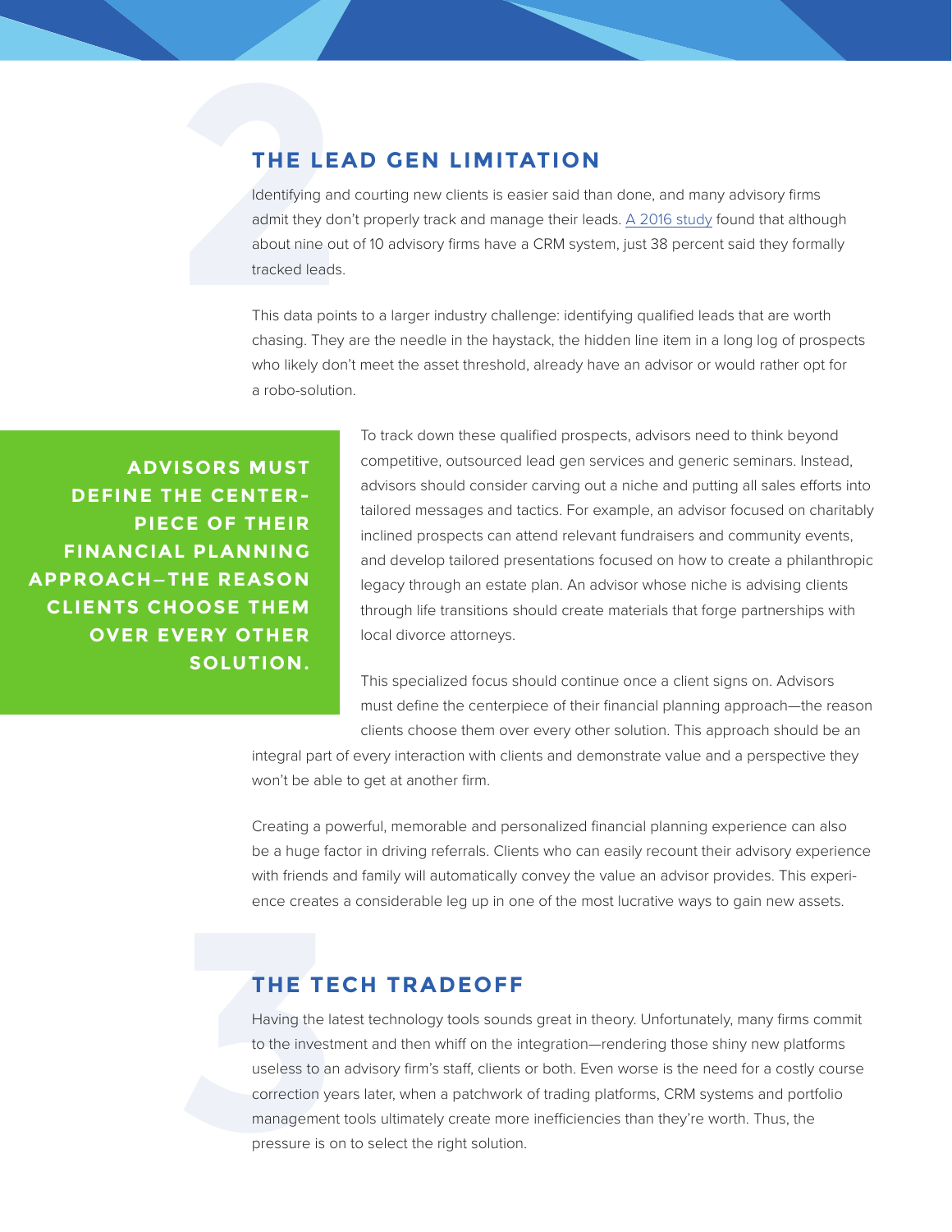## THE LEAD GEN LIMITATION

Identifying and courting new clients is easier said than done, and many advisory firms admit they don't properly track and manage their leads. A 2016 study found that although about nine out of 10 advisory firms have a CRM system, just 38 percent said they formally tracked leads.

This data points to a larger industry challenge: identifying qualified leads that are worth chasing. They are the needle in the haystack, the hidden line item in a long log of prospects who likely don't meet the asset threshold, already have an advisor or would rather opt for a robo-solution.

> **ADVISORS MUST DEFINE THE CENTERPIECE OF THEIR FINANCIAL PLANNING APPROACH—THE REASON CLIENTS CHOOSE THEM OVER EVERY OTHER SOLUTION.**

To track down these qualified prospects, advisors need to think beyond competitive, outsourced lead gen services and generic seminars. Instead, advisors should consider carving out a niche and putting all sales efforts into tailored messages and tactics. For example, an advisor focused on charitably inclined prospects can attend relevant fundraisers and community events, and develop tailored presentations focused on how to create a philanthropic legacy through an estate plan. An advisor whose niche is advising clients through life transitions should create materials that forge partnerships with local divorce attorneys.

This specialized focus should continue once a client signs on. Advisors must define the centerpiece of their financial planning approach—the reason clients choose them over every other solution. This approach should be an integral part of every interaction with clients and demonstrate value and a perspective they won't be able to get at another firm.

Creating a powerful, memorable and personalized financial planning experience can also be a huge factor in driving referrals. Clients who can easily recount their advisory experience with friends and family will automatically convey the value an advisor provides. This experience creates a considerable leg up in one of the most lucrative ways to gain new assets.

## THE TECH TRADEOFF

Having the latest technology tools sounds great in theory. Unfortunately, many firms commit to the investment and then whiff on the integration—rendering those shiny new platforms useless to an advisory firm's staff, clients or both. Even worse is the need for a costly course correction years later, when a patchwork of trading platforms, CRM systems and portfolio management tools ultimately create more inefficiencies than they're worth. Thus, the pressure is on to select the right solution.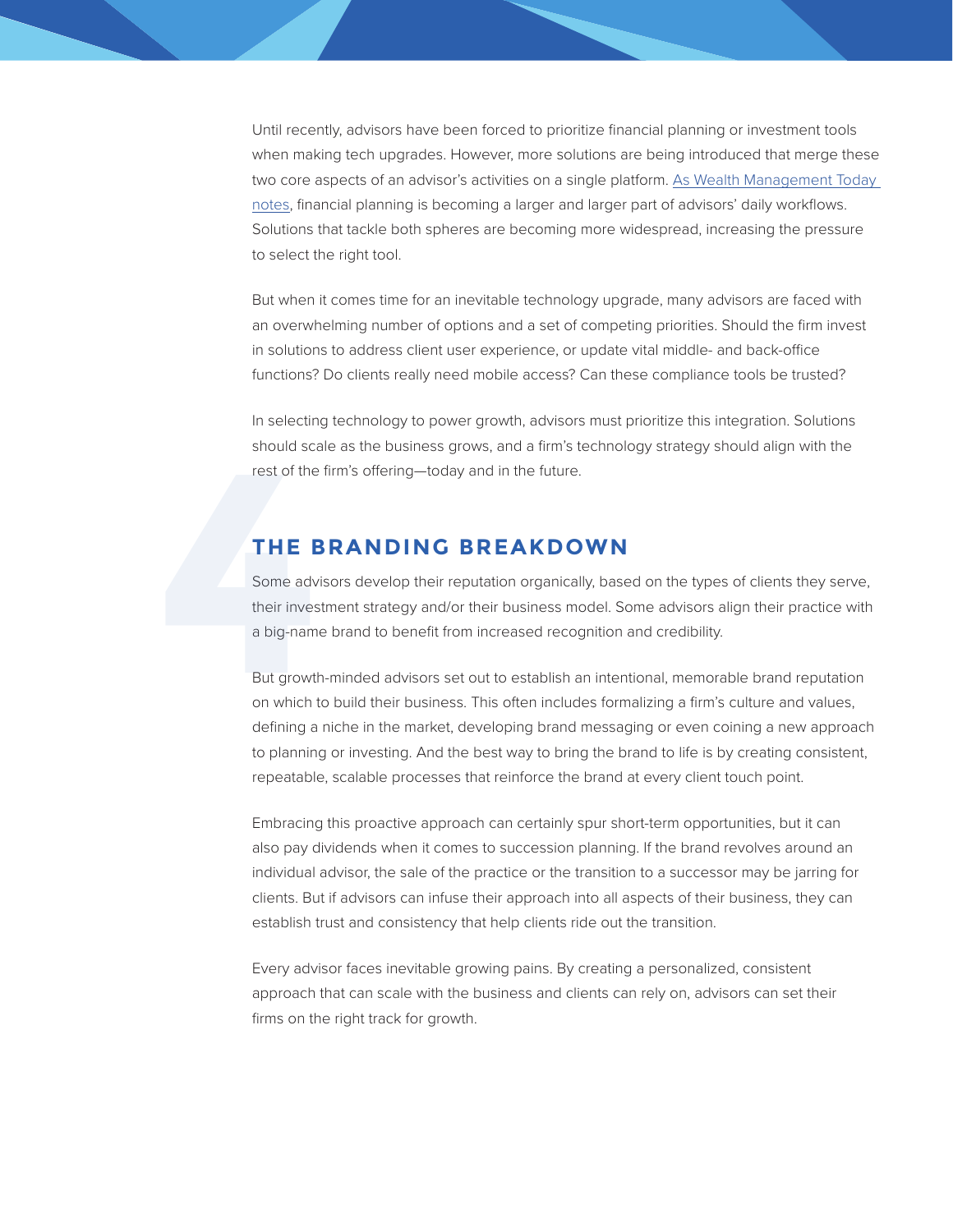Until recently, advisors have been forced to prioritize financial planning or investment tools when making tech upgrades. However, more solutions are being introduced that merge these two core aspects of an advisor's activities on a single platform. [As Wealth Management Today notes](), financial planning is becoming a larger and larger part of advisors' daily workflows. Solutions that tackle both spheres are becoming more widespread, increasing the pressure to select the right tool.

But when it comes time for an inevitable technology upgrade, many advisors are faced with an overwhelming number of options and a set of competing priorities. Should the firm invest in solutions to address client user experience, or update vital middle- and back-office functions? Do clients really need mobile access? Can these compliance tools be trusted?

In selecting technology to power growth, advisors must prioritize this integration. Solutions should scale as the business grows, and a firm's technology strategy should align with the rest of the firm's offering—today and in the future.

## 4 THE BRANDING BREAKDOWN

Some advisors develop their reputation organically, based on the types of clients they serve, their investment strategy and/or their business model. Some advisors align their practice with a big-name brand to benefit from increased recognition and credibility.

But growth-minded advisors set out to establish an intentional, memorable brand reputation on which to build their business. This often includes formalizing a firm's culture and values, defining a niche in the market, developing brand messaging or even coining a new approach to planning or investing. And the best way to bring the brand to life is by creating consistent, repeatable, scalable processes that reinforce the brand at every client touch point.

Embracing this proactive approach can certainly spur short-term opportunities, but it can also pay dividends when it comes to succession planning. If the brand revolves around an individual advisor, the sale of the practice or the transition to a successor may be jarring for clients. But if advisors can infuse their approach into all aspects of their business, they can establish trust and consistency that help clients ride out the transition.

Every advisor faces inevitable growing pains. By creating a personalized, consistent approach that can scale with the business and clients can rely on, advisors can set their firms on the right track for growth.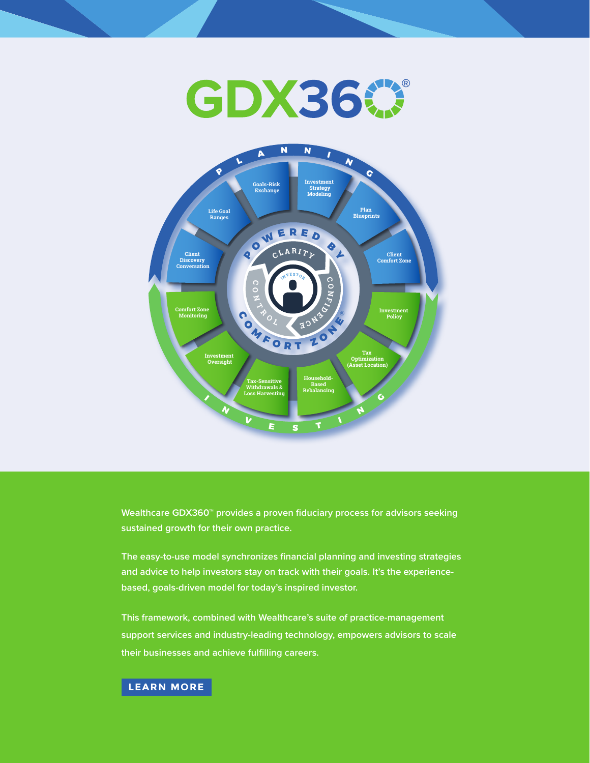# GDX360®

PLANNING

Goals-Risk Exchange

Investment Strategy Modeling

Plan Blueprints

Client Comfort Zone

Life Goal Ranges

Client Discovery Conversation

POWERED BY

CLARITY

INVESTOR

CONTROL

CONFIDENCE

COMFORT ZONE®

Comfort Zone Monitoring

Investment Policy

Investment Oversight

Tax Optimization (Asset Location)

Tax-Sensitive Withdrawals & Loss Harvesting

Household-Based Rebalancing

INVESTING

Wealthcare GDX360™ provides a proven fiduciary process for advisors seeking sustained growth for their own practice.

The easy-to-use model synchronizes financial planning and investing strategies and advice to help investors stay on track with their goals. It's the experience-based, goals-driven model for today's inspired investor.

This framework, combined with Wealthcare's suite of practice-management support services and industry-leading technology, empowers advisors to scale their businesses and achieve fulfilling careers.

**LEARN MORE**